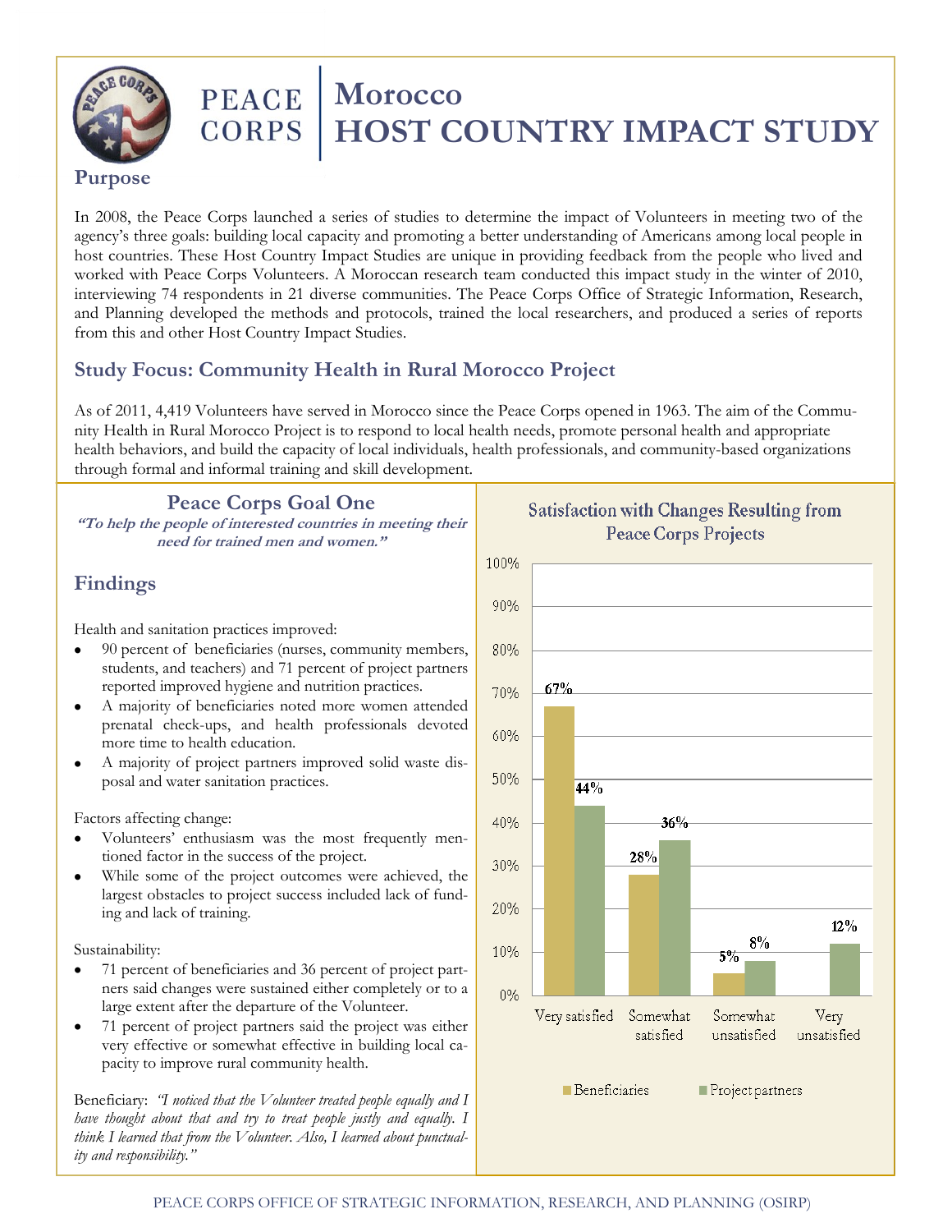# PEACE CORPS | Morocco HOST COUNTRY IMPACT STUDY

## Purpose

In 2008, the Peace Corps launched a series of studies to determine the impact of Volunteers in meeting two of the agency's three goals: building local capacity and promoting a better understanding of Americans among local people in host countries. These Host Country Impact Studies are unique in providing feedback from the people who lived and worked with Peace Corps Volunteers. A Moroccan research team conducted this impact study in the winter of 2010, interviewing 74 respondents in 21 diverse communities. The Peace Corps Office of Strategic Information, Research, and Planning developed the methods and protocols, trained the local researchers, and produced a series of reports from this and other Host Country Impact Studies.

## Study Focus: Community Health in Rural Morocco Project

As of 2011, 4,419 Volunteers have served in Morocco since the Peace Corps opened in 1963. The aim of the Community Health in Rural Morocco Project is to respond to local health needs, promote personal health and appropriate health behaviors, and build the capacity of local individuals, health professionals, and community-based organizations through formal and informal training and skill development.

## Peace Corps Goal One

***"To help the people of interested countries in meeting their need for trained men and women."***

## Findings

Health and sanitation practices improved:

- 90 percent of beneficiaries (nurses, community members, students, and teachers) and 71 percent of project partners reported improved hygiene and nutrition practices.
- A majority of beneficiaries noted more women attended prenatal check-ups, and health professionals devoted more time to health education.
- A majority of project partners improved solid waste disposal and water sanitation practices.

Factors affecting change:

- Volunteers' enthusiasm was the most frequently mentioned factor in the success of the project.
- While some of the project outcomes were achieved, the largest obstacles to project success included lack of funding and lack of training.

Sustainability:

- 71 percent of beneficiaries and 36 percent of project partners said changes were sustained either completely or to a large extent after the departure of the Volunteer.
- 71 percent of project partners said the project was either very effective or somewhat effective in building local capacity to improve rural community health.

Beneficiary: *"I noticed that the Volunteer treated people equally and I have thought about that and try to treat people justly and equally. I think I learned that from the Volunteer. Also, I learned about punctuality and responsibility."*

### Satisfaction with Changes Resulting from Peace Corps Projects

| | Beneficiaries | Project partners |
|---|---|---|
| Very satisfied | 67% | 44% |
| Somewhat satisfied | 28% | 36% |
| Somewhat unsatisfied | 5% | 8% |
| Very unsatisfied | | 12% |

PEACE CORPS OFFICE OF STRATEGIC INFORMATION, RESEARCH, AND PLANNING (OSIRP)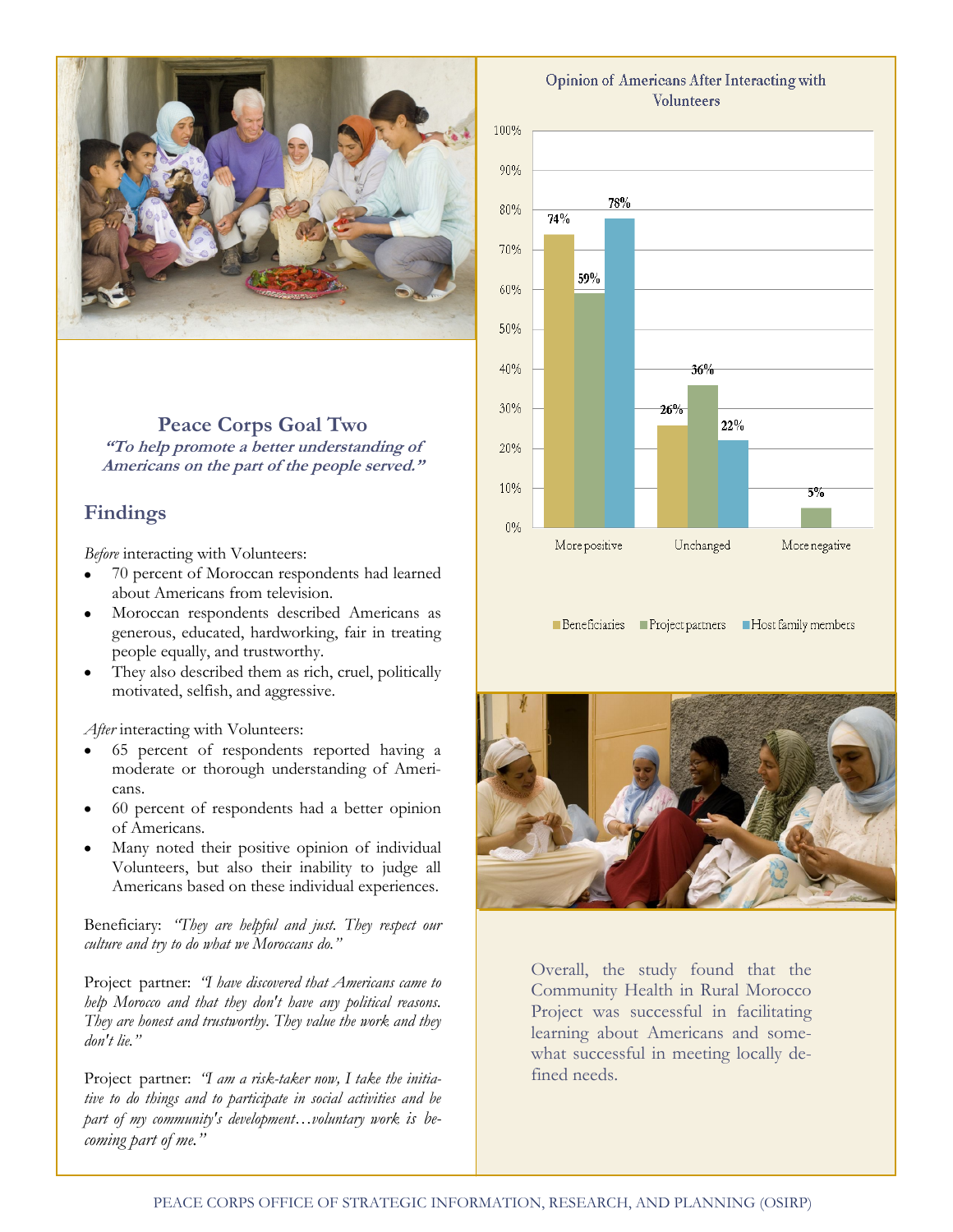## Peace Corps Goal Two

***"To help promote a better understanding of Americans on the part of the people served."***

## Findings

*Before* interacting with Volunteers:

- 70 percent of Moroccan respondents had learned about Americans from television.
- Moroccan respondents described Americans as generous, educated, hardworking, fair in treating people equally, and trustworthy.
- They also described them as rich, cruel, politically motivated, selfish, and aggressive.

*After* interacting with Volunteers:

- 65 percent of respondents reported having a moderate or thorough understanding of Americans.
- 60 percent of respondents had a better opinion of Americans.
- Many noted their positive opinion of individual Volunteers, but also their inability to judge all Americans based on these individual experiences.

Beneficiary: *"They are helpful and just. They respect our culture and try to do what we Moroccans do."*

Project partner: *"I have discovered that Americans came to help Morocco and that they don't have any political reasons. They are honest and trustworthy. They value the work and they don't lie."*

Project partner: *"I am a risk-taker now, I take the initiative to do things and to participate in social activities and be part of my community's development…voluntary work is becoming part of me."*

Opinion of Americans After Interacting with Volunteers

100%
90%
80%
70%
60%
50%
40%
30%
20%
10%
0%

74%
59%
78%
26%
36%
22%
5%

More positive
Unchanged
More negative

Beneficiaries
Project partners
Host family members

Overall, the study found that the Community Health in Rural Morocco Project was successful in facilitating learning about Americans and somewhat successful in meeting locally defined needs.

PEACE CORPS OFFICE OF STRATEGIC INFORMATION, RESEARCH, AND PLANNING (OSIRP)